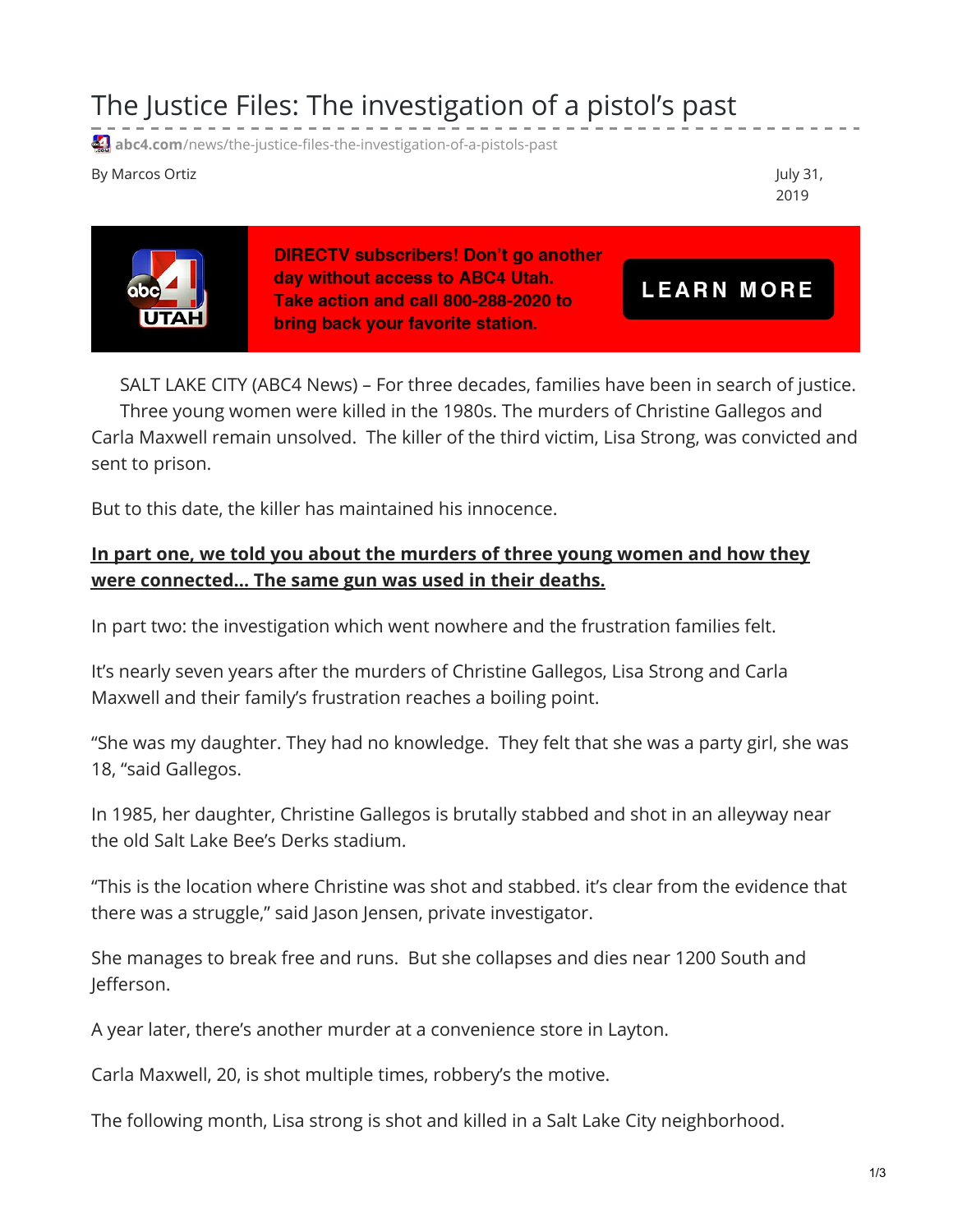# The Justice Files: The investigation of a pistol's past

abc4.com/news/the-justice-files-the-investigation-of-a-pistols-past

By Marcos Ortiz

July 31, 2019

DIRECTV subscribers! Don't go another day without access to ABC4 Utah. Take action and call 800-288-2020 to bring back your favorite station.

LEARN MORE

SALT LAKE CITY (ABC4 News) – For three decades, families have been in search of justice. Three young women were killed in the 1980s. The murders of Christine Gallegos and Carla Maxwell remain unsolved. The killer of the third victim, Lisa Strong, was convicted and sent to prison.

But to this date, the killer has maintained his innocence.

**In part one, we told you about the murders of three young women and how they were connected... The same gun was used in their deaths.**

In part two: the investigation which went nowhere and the frustration families felt.

It's nearly seven years after the murders of Christine Gallegos, Lisa Strong and Carla Maxwell and their family's frustration reaches a boiling point.

"She was my daughter. They had no knowledge. They felt that she was a party girl, she was 18, "said Gallegos.

In 1985, her daughter, Christine Gallegos is brutally stabbed and shot in an alleyway near the old Salt Lake Bee's Derks stadium.

"This is the location where Christine was shot and stabbed. it's clear from the evidence that there was a struggle," said Jason Jensen, private investigator.

She manages to break free and runs. But she collapses and dies near 1200 South and Jefferson.

A year later, there's another murder at a convenience store in Layton.

Carla Maxwell, 20, is shot multiple times, robbery's the motive.

The following month, Lisa strong is shot and killed in a Salt Lake City neighborhood.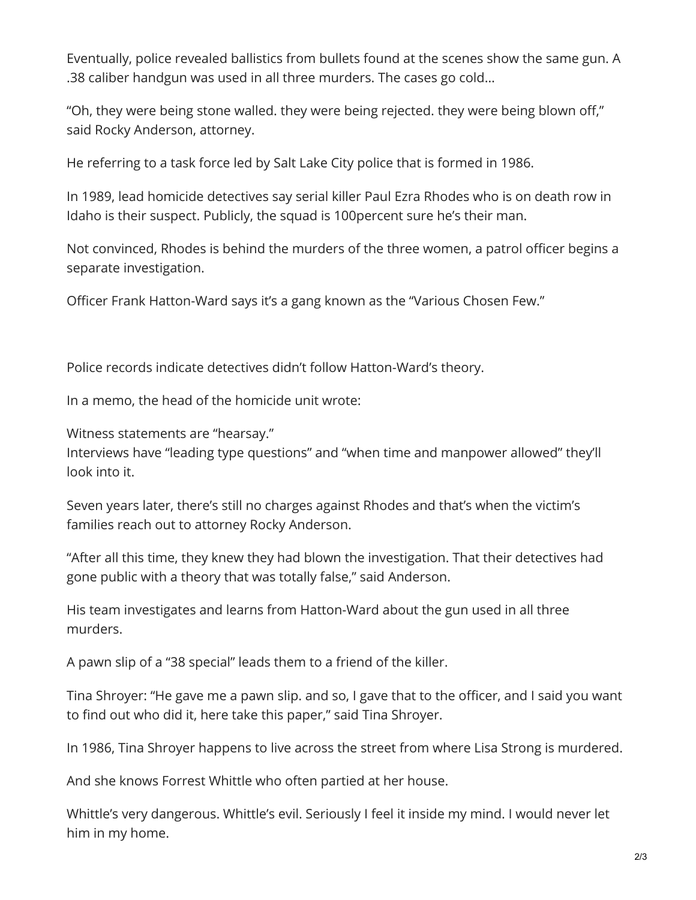Eventually, police revealed ballistics from bullets found at the scenes show the same gun. A .38 caliber handgun was used in all three murders. The cases go cold…

“Oh, they were being stone walled. they were being rejected. they were being blown off,” said Rocky Anderson, attorney.

He referring to a task force led by Salt Lake City police that is formed in 1986.

In 1989, lead homicide detectives say serial killer Paul Ezra Rhodes who is on death row in Idaho is their suspect. Publicly, the squad is 100percent sure he’s their man.

Not convinced, Rhodes is behind the murders of the three women, a patrol officer begins a separate investigation.

Officer Frank Hatton-Ward says it’s a gang known as the “Various Chosen Few.”

Police records indicate detectives didn’t follow Hatton-Ward’s theory.

In a memo, the head of the homicide unit wrote:

Witness statements are “hearsay.”
Interviews have “leading type questions” and “when time and manpower allowed” they’ll look into it.

Seven years later, there’s still no charges against Rhodes and that’s when the victim’s families reach out to attorney Rocky Anderson.

“After all this time, they knew they had blown the investigation. That their detectives had gone public with a theory that was totally false,” said Anderson.

His team investigates and learns from Hatton-Ward about the gun used in all three murders.

A pawn slip of a “38 special” leads them to a friend of the killer.

Tina Shroyer: “He gave me a pawn slip. and so, I gave that to the officer, and I said you want to find out who did it, here take this paper,” said Tina Shroyer.

In 1986, Tina Shroyer happens to live across the street from where Lisa Strong is murdered.

And she knows Forrest Whittle who often partied at her house.

Whittle’s very dangerous. Whittle’s evil. Seriously I feel it inside my mind. I would never let him in my home.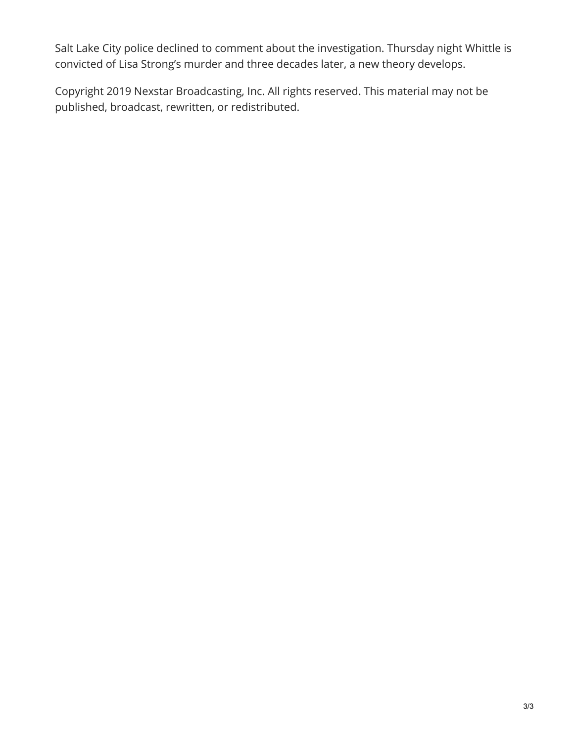Salt Lake City police declined to comment about the investigation. Thursday night Whittle is convicted of Lisa Strong's murder and three decades later, a new theory develops.

Copyright 2019 Nexstar Broadcasting, Inc. All rights reserved. This material may not be published, broadcast, rewritten, or redistributed.